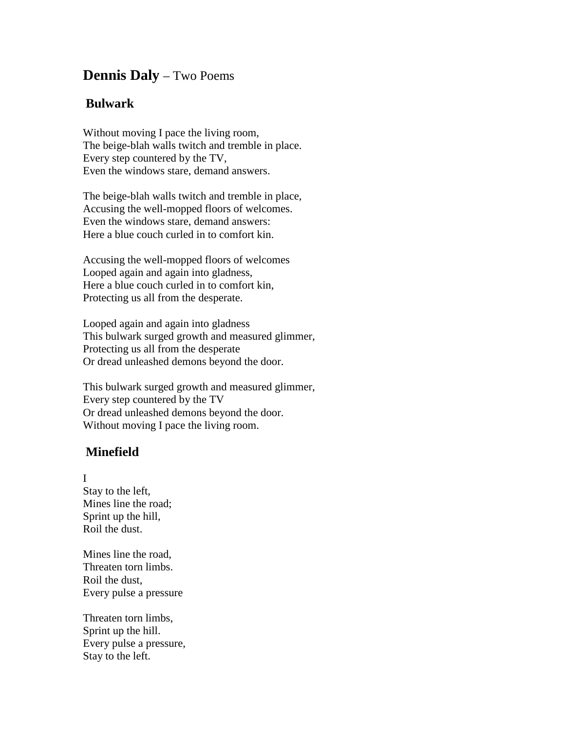# **Dennis Daly** – Two Poems

## Bulwark

Without moving I pace the living room,  
The beige-blah walls twitch and tremble in place.  
Every step countered by the TV,  
Even the windows stare, demand answers.

The beige-blah walls twitch and tremble in place,  
Accusing the well-mopped floors of welcomes.  
Even the windows stare, demand answers:  
Here a blue couch curled in to comfort kin.

Accusing the well-mopped floors of welcomes  
Looped again and again into gladness,  
Here a blue couch curled in to comfort kin,  
Protecting us all from the desperate.

Looped again and again into gladness  
This bulwark surged growth and measured glimmer,  
Protecting us all from the desperate  
Or dread unleashed demons beyond the door.

This bulwark surged growth and measured glimmer,  
Every step countered by the TV  
Or dread unleashed demons beyond the door.  
Without moving I pace the living room.

## Minefield

I  
Stay to the left,  
Mines line the road;  
Sprint up the hill,  
Roil the dust.

Mines line the road,  
Threaten torn limbs.  
Roil the dust,  
Every pulse a pressure

Threaten torn limbs,  
Sprint up the hill.  
Every pulse a pressure,  
Stay to the left.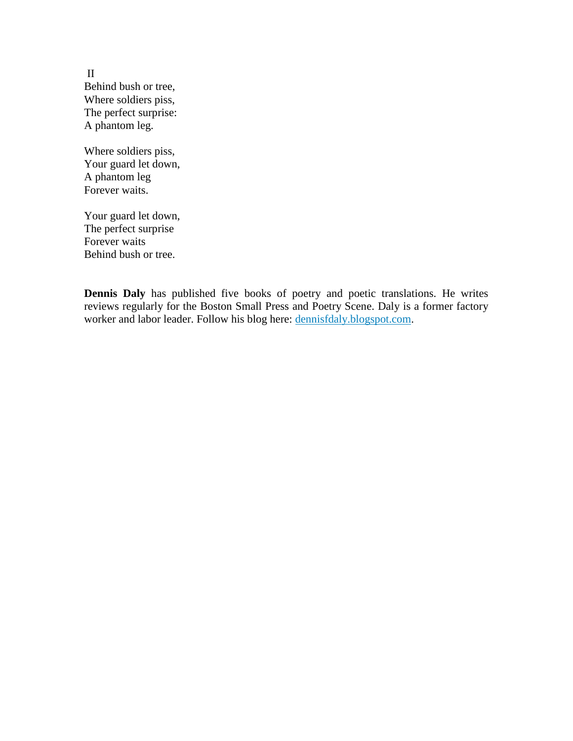II

Behind bush or tree,
Where soldiers piss,
The perfect surprise:
A phantom leg.

Where soldiers piss,
Your guard let down,
A phantom leg
Forever waits.

Your guard let down,
The perfect surprise
Forever waits
Behind bush or tree.

**Dennis Daly** has published five books of poetry and poetic translations. He writes reviews regularly for the Boston Small Press and Poetry Scene. Daly is a former factory worker and labor leader. Follow his blog here: [dennisfdaly.blogspot.com](http://dennisfdaly.blogspot.com).